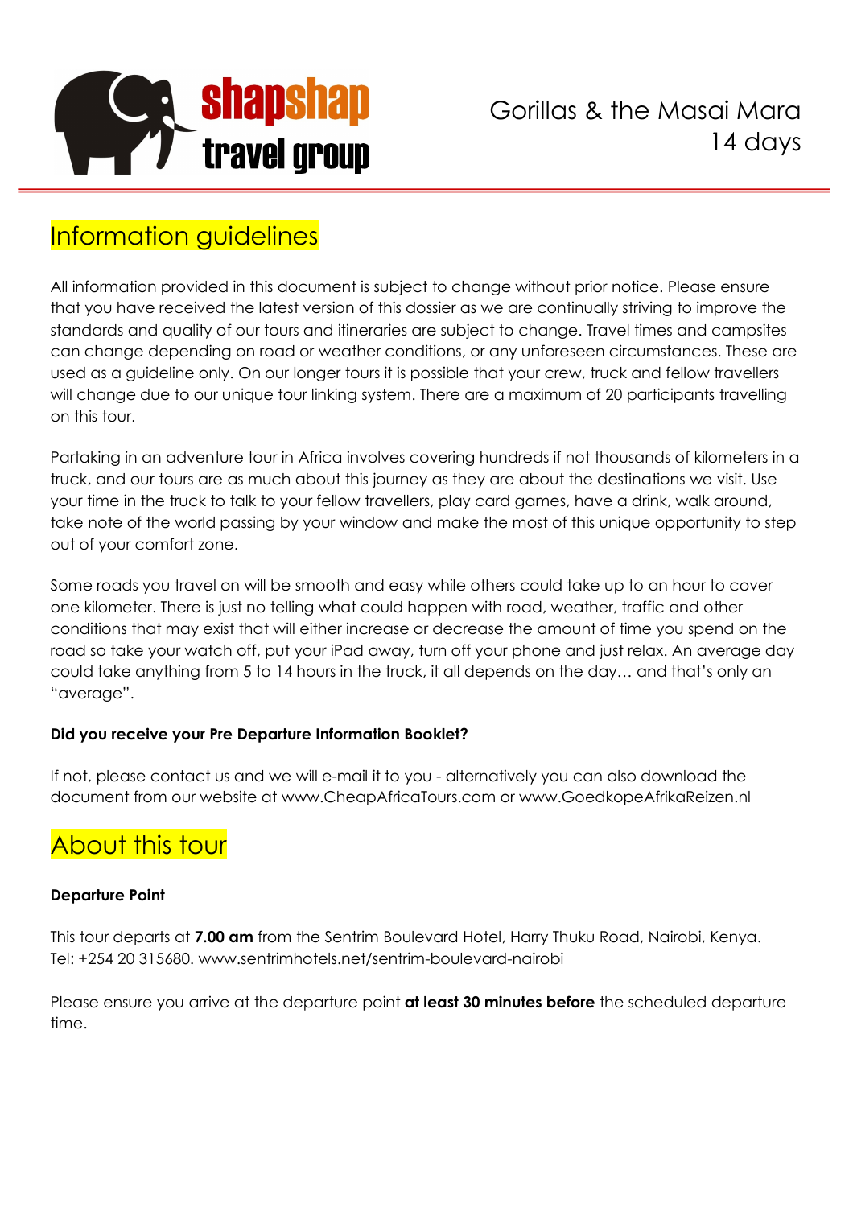shapshap travel group

Gorillas & the Masai Mara
14 days

## Information guidelines

All information provided in this document is subject to change without prior notice. Please ensure that you have received the latest version of this dossier as we are continually striving to improve the standards and quality of our tours and itineraries are subject to change. Travel times and campsites can change depending on road or weather conditions, or any unforeseen circumstances. These are used as a guideline only. On our longer tours it is possible that your crew, truck and fellow travellers will change due to our unique tour linking system. There are a maximum of 20 participants travelling on this tour.

Partaking in an adventure tour in Africa involves covering hundreds if not thousands of kilometers in a truck, and our tours are as much about this journey as they are about the destinations we visit. Use your time in the truck to talk to your fellow travellers, play card games, have a drink, walk around, take note of the world passing by your window and make the most of this unique opportunity to step out of your comfort zone.

Some roads you travel on will be smooth and easy while others could take up to an hour to cover one kilometer. There is just no telling what could happen with road, weather, traffic and other conditions that may exist that will either increase or decrease the amount of time you spend on the road so take your watch off, put your iPad away, turn off your phone and just relax. An average day could take anything from 5 to 14 hours in the truck, it all depends on the day… and that's only an "average".

**Did you receive your Pre Departure Information Booklet?**

If not, please contact us and we will e-mail it to you - alternatively you can also download the document from our website at www.CheapAfricaTours.com or www.GoedkopeAfrikaReizen.nl

## About this tour

**Departure Point**

This tour departs at **7.00 am** from the Sentrim Boulevard Hotel, Harry Thuku Road, Nairobi, Kenya. Tel: +254 20 315680. www.sentrimhotels.net/sentrim-boulevard-nairobi

Please ensure you arrive at the departure point **at least 30 minutes before** the scheduled departure time.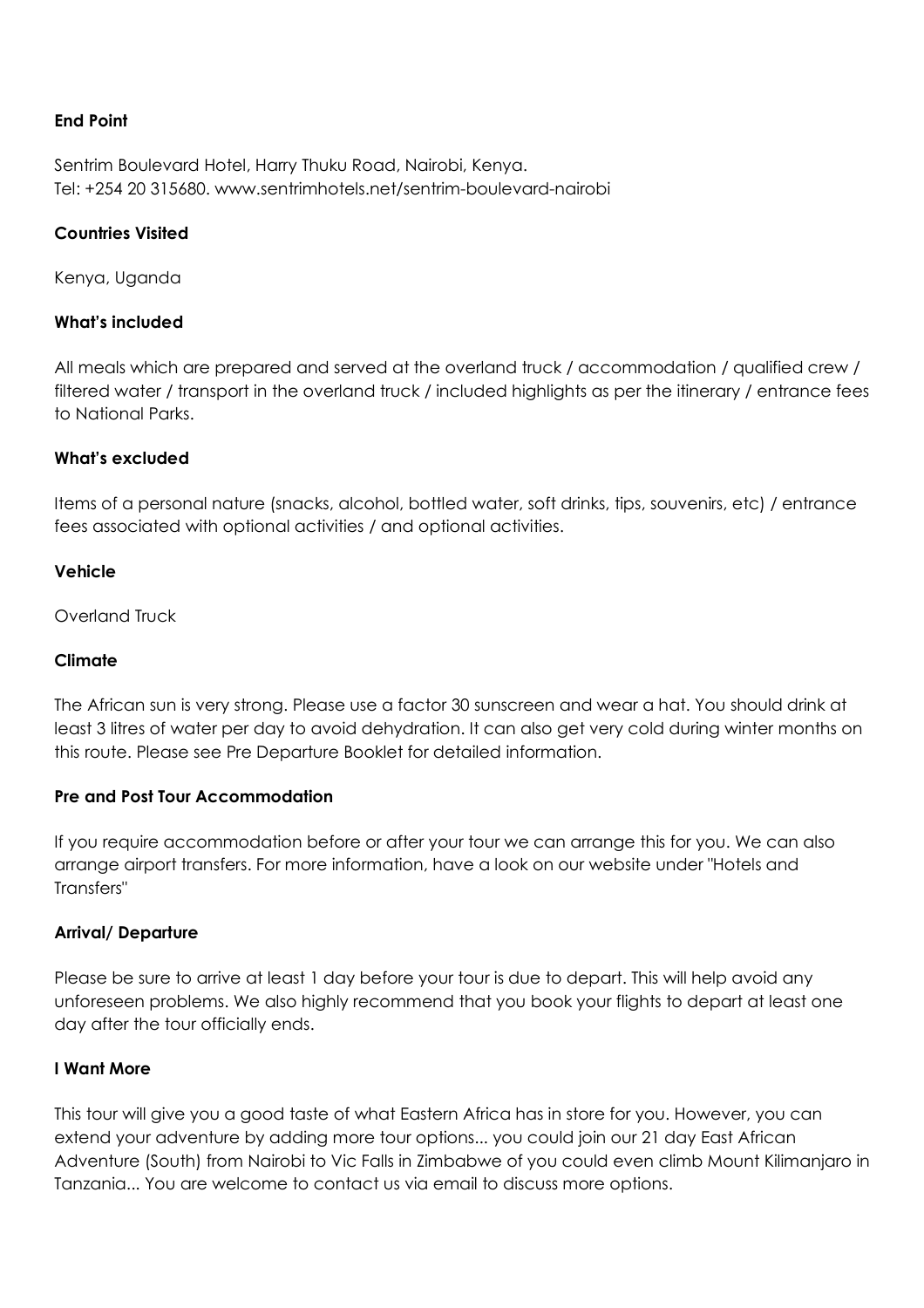**End Point**

Sentrim Boulevard Hotel, Harry Thuku Road, Nairobi, Kenya.
Tel: +254 20 315680. www.sentrimhotels.net/sentrim-boulevard-nairobi

**Countries Visited**

Kenya, Uganda

**What's included**

All meals which are prepared and served at the overland truck / accommodation / qualified crew / filtered water / transport in the overland truck / included highlights as per the itinerary / entrance fees to National Parks.

**What's excluded**

Items of a personal nature (snacks, alcohol, bottled water, soft drinks, tips, souvenirs, etc) / entrance fees associated with optional activities / and optional activities.

**Vehicle**

Overland Truck

**Climate**

The African sun is very strong. Please use a factor 30 sunscreen and wear a hat. You should drink at least 3 litres of water per day to avoid dehydration. It can also get very cold during winter months on this route. Please see Pre Departure Booklet for detailed information.

**Pre and Post Tour Accommodation**

If you require accommodation before or after your tour we can arrange this for you. We can also arrange airport transfers. For more information, have a look on our website under "Hotels and Transfers"

**Arrival/ Departure**

Please be sure to arrive at least 1 day before your tour is due to depart. This will help avoid any unforeseen problems. We also highly recommend that you book your flights to depart at least one day after the tour officially ends.

**I Want More**

This tour will give you a good taste of what Eastern Africa has in store for you. However, you can extend your adventure by adding more tour options... you could join our 21 day East African Adventure (South) from Nairobi to Vic Falls in Zimbabwe of you could even climb Mount Kilimanjaro in Tanzania... You are welcome to contact us via email to discuss more options.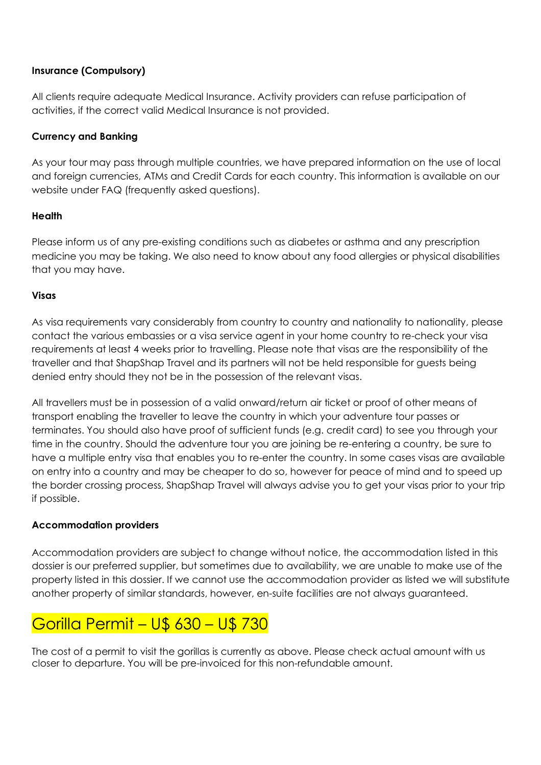**Insurance (Compulsory)**

All clients require adequate Medical Insurance. Activity providers can refuse participation of activities, if the correct valid Medical Insurance is not provided.

**Currency and Banking**

As your tour may pass through multiple countries, we have prepared information on the use of local and foreign currencies, ATMs and Credit Cards for each country. This information is available on our website under FAQ (frequently asked questions).

**Health**

Please inform us of any pre-existing conditions such as diabetes or asthma and any prescription medicine you may be taking. We also need to know about any food allergies or physical disabilities that you may have.

**Visas**

As visa requirements vary considerably from country to country and nationality to nationality, please contact the various embassies or a visa service agent in your home country to re-check your visa requirements at least 4 weeks prior to travelling. Please note that visas are the responsibility of the traveller and that ShapShap Travel and its partners will not be held responsible for guests being denied entry should they not be in the possession of the relevant visas.

All travellers must be in possession of a valid onward/return air ticket or proof of other means of transport enabling the traveller to leave the country in which your adventure tour passes or terminates. You should also have proof of sufficient funds (e.g. credit card) to see you through your time in the country. Should the adventure tour you are joining be re-entering a country, be sure to have a multiple entry visa that enables you to re-enter the country. In some cases visas are available on entry into a country and may be cheaper to do so, however for peace of mind and to speed up the border crossing process, ShapShap Travel will always advise you to get your visas prior to your trip if possible.

**Accommodation providers**

Accommodation providers are subject to change without notice, the accommodation listed in this dossier is our preferred supplier, but sometimes due to availability, we are unable to make use of the property listed in this dossier. If we cannot use the accommodation provider as listed we will substitute another property of similar standards, however, en-suite facilities are not always guaranteed.

# Gorilla Permit – U$ 630 – U$ 730

The cost of a permit to visit the gorillas is currently as above. Please check actual amount with us closer to departure. You will be pre-invoiced for this non-refundable amount.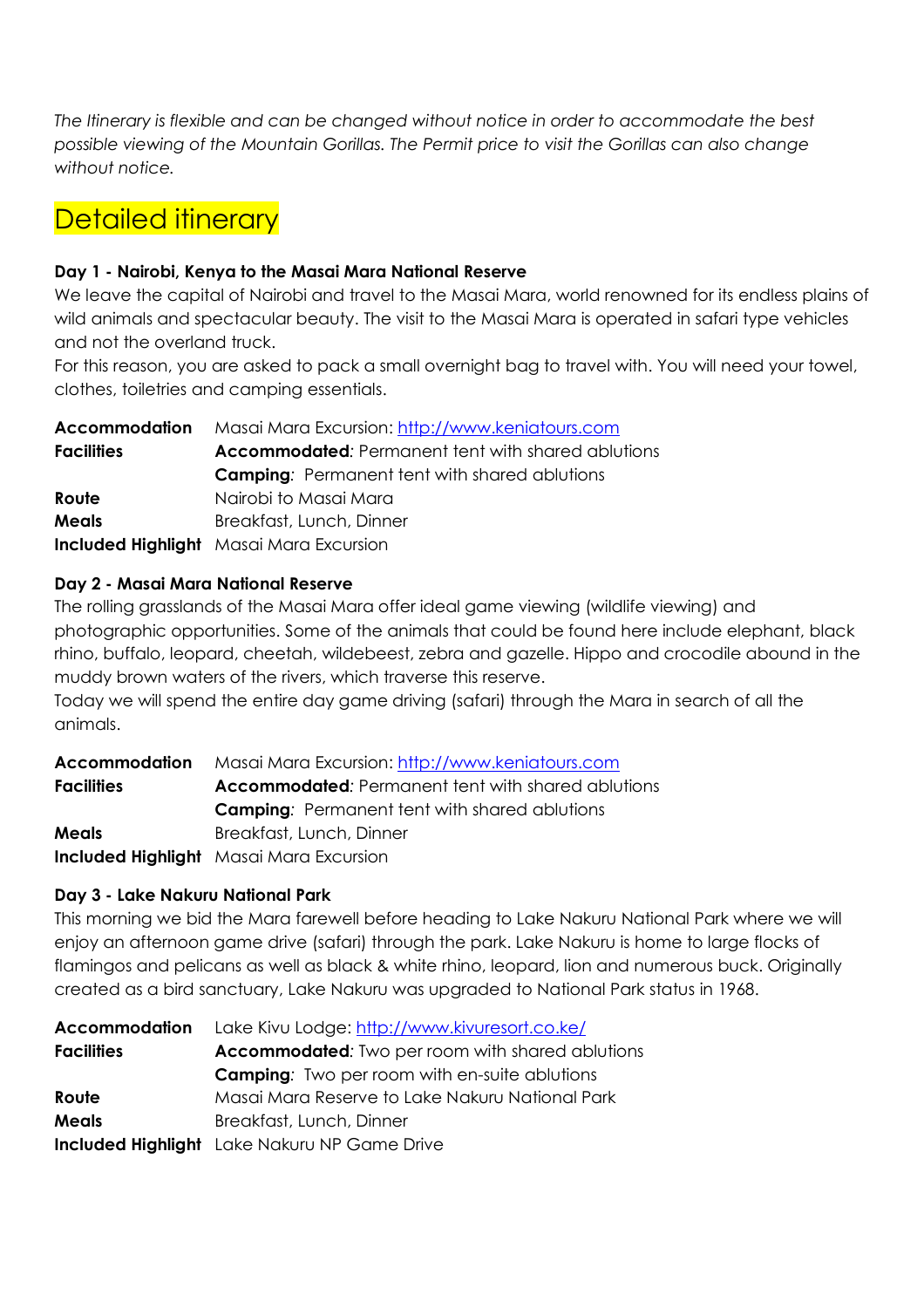*The Itinerary is flexible and can be changed without notice in order to accommodate the best possible viewing of the Mountain Gorillas. The Permit price to visit the Gorillas can also change without notice.*

## Detailed itinerary

**Day 1 - Nairobi, Kenya to the Masai Mara National Reserve**

We leave the capital of Nairobi and travel to the Masai Mara, world renowned for its endless plains of wild animals and spectacular beauty. The visit to the Masai Mara is operated in safari type vehicles and not the overland truck.

For this reason, you are asked to pack a small overnight bag to travel with. You will need your towel, clothes, toiletries and camping essentials.

| | |
|---|---|
| **Accommodation** | Masai Mara Excursion: http://www.keniatours.com |
| **Facilities** | **Accommodated***:* Permanent tent with shared ablutions |
| | **Camping***:* Permanent tent with shared ablutions |
| **Route** | Nairobi to Masai Mara |
| **Meals** | Breakfast, Lunch, Dinner |
| **Included Highlight** | Masai Mara Excursion |

**Day 2 - Masai Mara National Reserve**

The rolling grasslands of the Masai Mara offer ideal game viewing (wildlife viewing) and photographic opportunities. Some of the animals that could be found here include elephant, black rhino, buffalo, leopard, cheetah, wildebeest, zebra and gazelle. Hippo and crocodile abound in the muddy brown waters of the rivers, which traverse this reserve.

Today we will spend the entire day game driving (safari) through the Mara in search of all the animals.

| | |
|---|---|
| **Accommodation** | Masai Mara Excursion: http://www.keniatours.com |
| **Facilities** | **Accommodated***:* Permanent tent with shared ablutions |
| | **Camping***:* Permanent tent with shared ablutions |
| **Meals** | Breakfast, Lunch, Dinner |
| **Included Highlight** | Masai Mara Excursion |

**Day 3 - Lake Nakuru National Park**

This morning we bid the Mara farewell before heading to Lake Nakuru National Park where we will enjoy an afternoon game drive (safari) through the park. Lake Nakuru is home to large flocks of flamingos and pelicans as well as black & white rhino, leopard, lion and numerous buck. Originally created as a bird sanctuary, Lake Nakuru was upgraded to National Park status in 1968.

| | |
|---|---|
| **Accommodation** | Lake Kivu Lodge: http://www.kivuresort.co.ke/ |
| **Facilities** | **Accommodated***:* Two per room with shared ablutions |
| | **Camping***:* Two per room with en-suite ablutions |
| **Route** | Masai Mara Reserve to Lake Nakuru National Park |
| **Meals** | Breakfast, Lunch, Dinner |
| **Included Highlight** | Lake Nakuru NP Game Drive |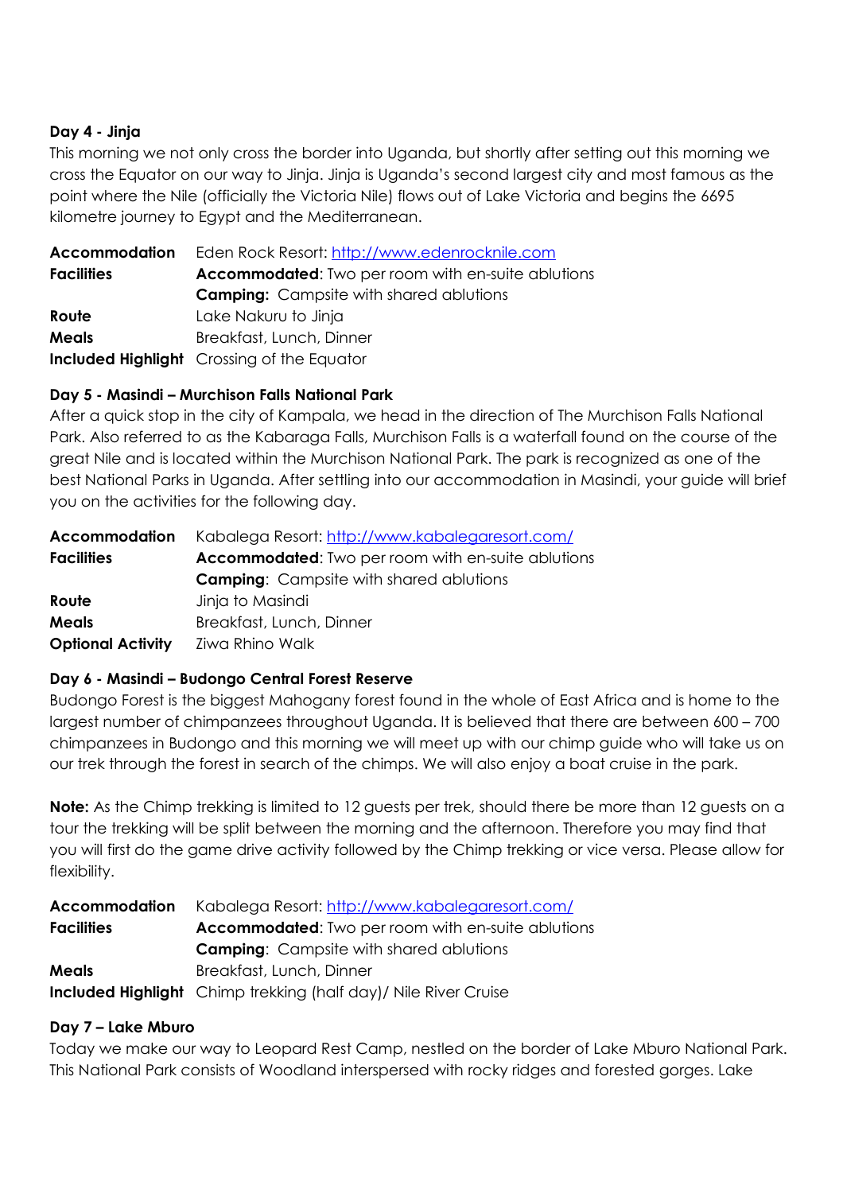**Day 4 - Jinja**

This morning we not only cross the border into Uganda, but shortly after setting out this morning we cross the Equator on our way to Jinja. Jinja is Uganda's second largest city and most famous as the point where the Nile (officially the Victoria Nile) flows out of Lake Victoria and begins the 6695 kilometre journey to Egypt and the Mediterranean.

| | |
|---|---|
| **Accommodation** | Eden Rock Resort: [http://www.edenrocknile.com](http://www.edenrocknile.com) |
| **Facilities** | **Accommodated**: Two per room with en-suite ablutions |
| | **Camping:** Campsite with shared ablutions |
| **Route** | Lake Nakuru to Jinja |
| **Meals** | Breakfast, Lunch, Dinner |
| **Included Highlight** | Crossing of the Equator |

**Day 5 - Masindi – Murchison Falls National Park**

After a quick stop in the city of Kampala, we head in the direction of The Murchison Falls National Park. Also referred to as the Kabaraga Falls, Murchison Falls is a waterfall found on the course of the great Nile and is located within the Murchison National Park. The park is recognized as one of the best National Parks in Uganda. After settling into our accommodation in Masindi, your guide will brief you on the activities for the following day.

| | |
|---|---|
| **Accommodation** | Kabalega Resort: [http://www.kabalegaresort.com/](http://www.kabalegaresort.com/) |
| **Facilities** | **Accommodated**: Two per room with en-suite ablutions |
| | **Camping**: Campsite with shared ablutions |
| **Route** | Jinja to Masindi |
| **Meals** | Breakfast, Lunch, Dinner |
| **Optional Activity** | Ziwa Rhino Walk |

**Day 6 - Masindi – Budongo Central Forest Reserve**

Budongo Forest is the biggest Mahogany forest found in the whole of East Africa and is home to the largest number of chimpanzees throughout Uganda. It is believed that there are between 600 – 700 chimpanzees in Budongo and this morning we will meet up with our chimp guide who will take us on our trek through the forest in search of the chimps. We will also enjoy a boat cruise in the park.

**Note:** As the Chimp trekking is limited to 12 guests per trek, should there be more than 12 guests on a tour the trekking will be split between the morning and the afternoon. Therefore you may find that you will first do the game drive activity followed by the Chimp trekking or vice versa. Please allow for flexibility.

| | |
|---|---|
| **Accommodation** | Kabalega Resort: [http://www.kabalegaresort.com/](http://www.kabalegaresort.com/) |
| **Facilities** | **Accommodated**: Two per room with en-suite ablutions |
| | **Camping**: Campsite with shared ablutions |
| **Meals** | Breakfast, Lunch, Dinner |
| **Included Highlight** | Chimp trekking (half day)/ Nile River Cruise |

**Day 7 – Lake Mburo**

Today we make our way to Leopard Rest Camp, nestled on the border of Lake Mburo National Park. This National Park consists of Woodland interspersed with rocky ridges and forested gorges. Lake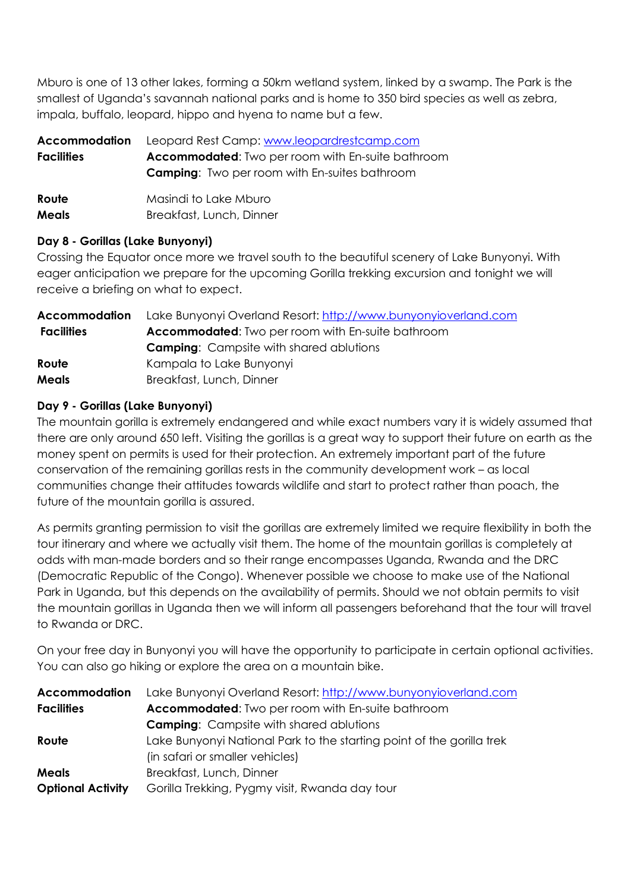Mburo is one of 13 other lakes, forming a 50km wetland system, linked by a swamp. The Park is the smallest of Uganda's savannah national parks and is home to 350 bird species as well as zebra, impala, buffalo, leopard, hippo and hyena to name but a few.

| | |
|---|---|
| **Accommodation** | Leopard Rest Camp: [www.leopardrestcamp.com](http://www.leopardrestcamp.com) |
| **Facilities** | **Accommodated**: Two per room with En-suite bathroom |
| | **Camping**: Two per room with En-suites bathroom |
| **Route** | Masindi to Lake Mburo |
| **Meals** | Breakfast, Lunch, Dinner |

**Day 8 - Gorillas (Lake Bunyonyi)**

Crossing the Equator once more we travel south to the beautiful scenery of Lake Bunyonyi. With eager anticipation we prepare for the upcoming Gorilla trekking excursion and tonight we will receive a briefing on what to expect.

| | |
|---|---|
| **Accommodation** | Lake Bunyonyi Overland Resort: [http://www.bunyonyioverland.com](http://www.bunyonyioverland.com) |
| **Facilities** | **Accommodated**: Two per room with En-suite bathroom |
| | **Camping**: Campsite with shared ablutions |
| **Route** | Kampala to Lake Bunyonyi |
| **Meals** | Breakfast, Lunch, Dinner |

**Day 9 - Gorillas (Lake Bunyonyi)**

The mountain gorilla is extremely endangered and while exact numbers vary it is widely assumed that there are only around 650 left. Visiting the gorillas is a great way to support their future on earth as the money spent on permits is used for their protection. An extremely important part of the future conservation of the remaining gorillas rests in the community development work – as local communities change their attitudes towards wildlife and start to protect rather than poach, the future of the mountain gorilla is assured.

As permits granting permission to visit the gorillas are extremely limited we require flexibility in both the tour itinerary and where we actually visit them. The home of the mountain gorillas is completely at odds with man-made borders and so their range encompasses Uganda, Rwanda and the DRC (Democratic Republic of the Congo). Whenever possible we choose to make use of the National Park in Uganda, but this depends on the availability of permits. Should we not obtain permits to visit the mountain gorillas in Uganda then we will inform all passengers beforehand that the tour will travel to Rwanda or DRC.

On your free day in Bunyonyi you will have the opportunity to participate in certain optional activities. You can also go hiking or explore the area on a mountain bike.

| | |
|---|---|
| **Accommodation** | Lake Bunyonyi Overland Resort: [http://www.bunyonyioverland.com](http://www.bunyonyioverland.com) |
| **Facilities** | **Accommodated**: Two per room with En-suite bathroom |
| | **Camping**: Campsite with shared ablutions |
| **Route** | Lake Bunyonyi National Park to the starting point of the gorilla trek (in safari or smaller vehicles) |
| **Meals** | Breakfast, Lunch, Dinner |
| **Optional Activity** | Gorilla Trekking, Pygmy visit, Rwanda day tour |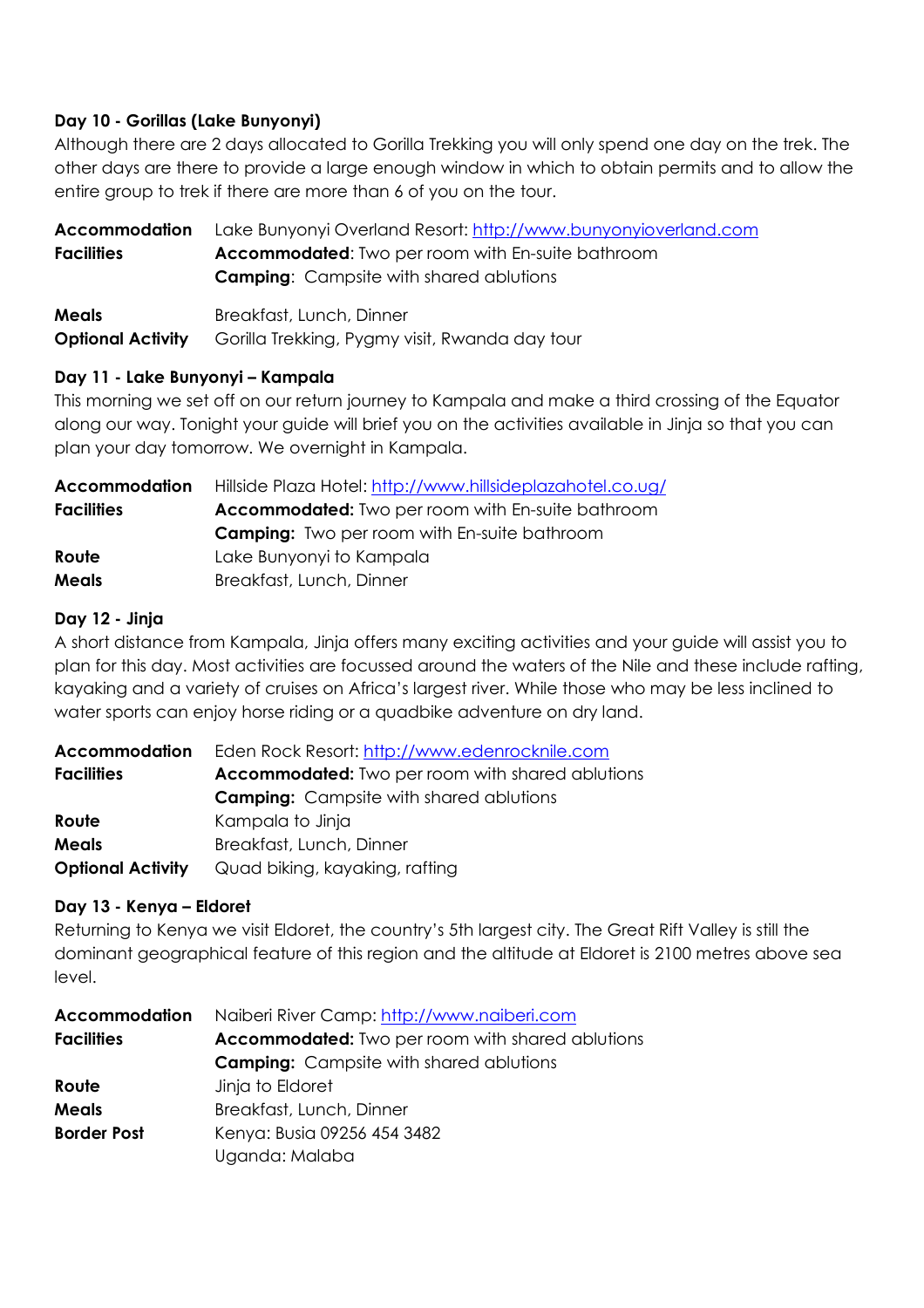### Day 10 - Gorillas (Lake Bunyonyi)

Although there are 2 days allocated to Gorilla Trekking you will only spend one day on the trek. The other days are there to provide a large enough window in which to obtain permits and to allow the entire group to trek if there are more than 6 of you on the tour.

| | |
|---|---|
| **Accommodation** | Lake Bunyonyi Overland Resort: http://www.bunyonyioverland.com |
| **Facilities** | **Accommodated**: Two per room with En-suite bathroom |
| | **Camping**: Campsite with shared ablutions |
| **Meals** | Breakfast, Lunch, Dinner |
| **Optional Activity** | Gorilla Trekking, Pygmy visit, Rwanda day tour |

### Day 11 - Lake Bunyonyi – Kampala

This morning we set off on our return journey to Kampala and make a third crossing of the Equator along our way. Tonight your guide will brief you on the activities available in Jinja so that you can plan your day tomorrow. We overnight in Kampala.

| | |
|---|---|
| **Accommodation** | Hillside Plaza Hotel: http://www.hillsideplazahotel.co.ug/ |
| **Facilities** | **Accommodated:** Two per room with En-suite bathroom |
| | **Camping:** Two per room with En-suite bathroom |
| **Route** | Lake Bunyonyi to Kampala |
| **Meals** | Breakfast, Lunch, Dinner |

### Day 12 - Jinja

A short distance from Kampala, Jinja offers many exciting activities and your guide will assist you to plan for this day. Most activities are focussed around the waters of the Nile and these include rafting, kayaking and a variety of cruises on Africa's largest river. While those who may be less inclined to water sports can enjoy horse riding or a quadbike adventure on dry land.

| | |
|---|---|
| **Accommodation** | Eden Rock Resort: http://www.edenrocknile.com |
| **Facilities** | **Accommodated:** Two per room with shared ablutions |
| | **Camping:** Campsite with shared ablutions |
| **Route** | Kampala to Jinja |
| **Meals** | Breakfast, Lunch, Dinner |
| **Optional Activity** | Quad biking, kayaking, rafting |

### Day 13 - Kenya – Eldoret

Returning to Kenya we visit Eldoret, the country's 5th largest city. The Great Rift Valley is still the dominant geographical feature of this region and the altitude at Eldoret is 2100 metres above sea level.

| | |
|---|---|
| **Accommodation** | Naiberi River Camp: http://www.naiberi.com |
| **Facilities** | **Accommodated:** Two per room with shared ablutions |
| | **Camping:** Campsite with shared ablutions |
| **Route** | Jinja to Eldoret |
| **Meals** | Breakfast, Lunch, Dinner |
| **Border Post** | Kenya: Busia 09256 454 3482 |
| | Uganda: Malaba |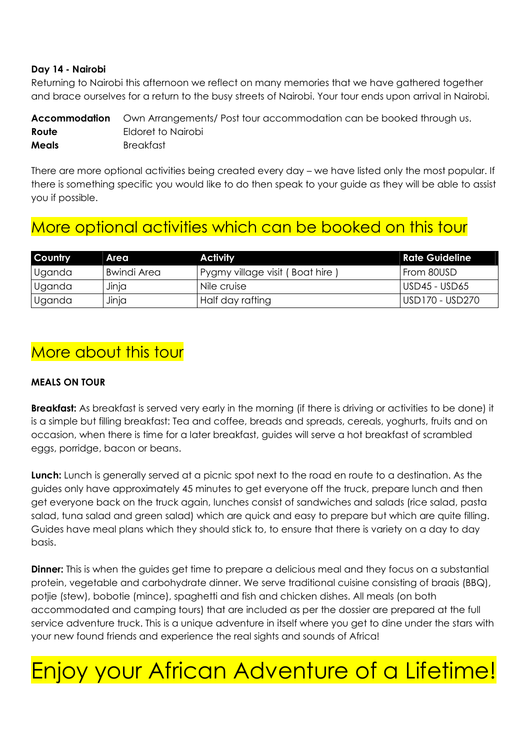**Day 14 - Nairobi**

Returning to Nairobi this afternoon we reflect on many memories that we have gathered together and brace ourselves for a return to the busy streets of Nairobi. Your tour ends upon arrival in Nairobi.

**Accommodation** Own Arrangements/ Post tour accommodation can be booked through us.
**Route** Eldoret to Nairobi
**Meals** Breakfast

There are more optional activities being created every day – we have listed only the most popular. If there is something specific you would like to do then speak to your guide as they will be able to assist you if possible.

## More optional activities which can be booked on this tour

| Country | Area | Activity | Rate Guideline |
| --- | --- | --- | --- |
| Uganda | Bwindi Area | Pygmy village visit ( Boat hire ) | From 80USD |
| Uganda | Jinja | Nile cruise | USD45 - USD65 |
| Uganda | Jinja | Half day rafting | USD170 - USD270 |

## More about this tour

**MEALS ON TOUR**

**Breakfast:** As breakfast is served very early in the morning (if there is driving or activities to be done) it is a simple but filling breakfast: Tea and coffee, breads and spreads, cereals, yoghurts, fruits and on occasion, when there is time for a later breakfast, guides will serve a hot breakfast of scrambled eggs, porridge, bacon or beans.

**Lunch:** Lunch is generally served at a picnic spot next to the road en route to a destination. As the guides only have approximately 45 minutes to get everyone off the truck, prepare lunch and then get everyone back on the truck again, lunches consist of sandwiches and salads (rice salad, pasta salad, tuna salad and green salad) which are quick and easy to prepare but which are quite filling. Guides have meal plans which they should stick to, to ensure that there is variety on a day to day basis.

**Dinner:** This is when the guides get time to prepare a delicious meal and they focus on a substantial protein, vegetable and carbohydrate dinner. We serve traditional cuisine consisting of braais (BBQ), potjie (stew), bobotie (mince), spaghetti and fish and chicken dishes. All meals (on both accommodated and camping tours) that are included as per the dossier are prepared at the full service adventure truck. This is a unique adventure in itself where you get to dine under the stars with your new found friends and experience the real sights and sounds of Africa!

# Enjoy your African Adventure of a Lifetime!